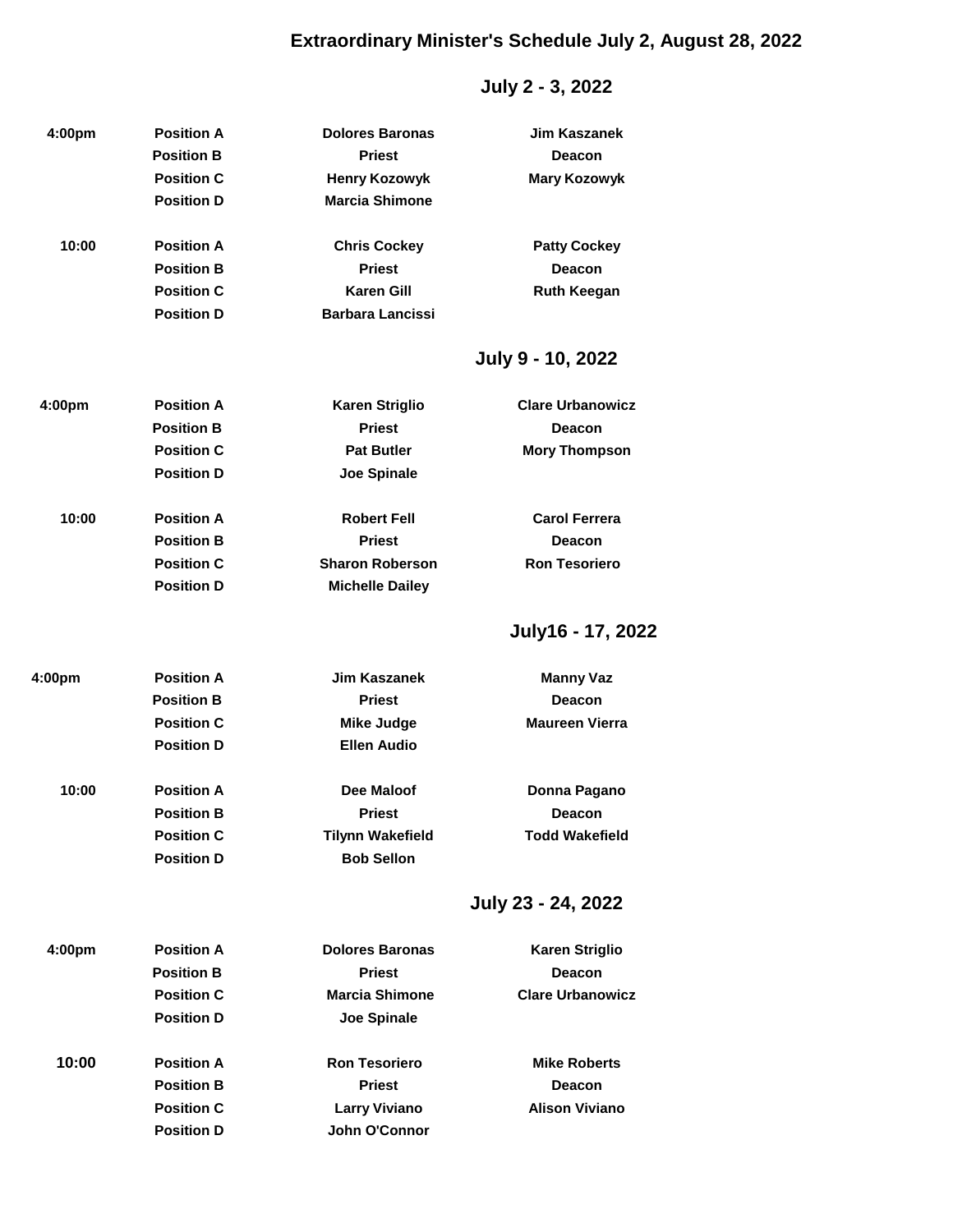# Extraordinary Minister's Schedule July 2, August 28, 2022

## July 2 - 3, 2022

| Time | Position | | |
|---|---|---|---|
| 4:00pm | Position A | Dolores Baronas | Jim Kaszanek |
| | Position B | Priest | Deacon |
| | Position C | Henry Kozowyk | Mary Kozowyk |
| | Position D | Marcia Shimone | |
| 10:00 | Position A | Chris Cockey | Patty Cockey |
| | Position B | Priest | Deacon |
| | Position C | Karen Gill | Ruth Keegan |
| | Position D | Barbara Lancissi | |

## July 9 - 10, 2022

| Time | Position | | |
|---|---|---|---|
| 4:00pm | Position A | Karen Striglio | Clare Urbanowicz |
| | Position B | Priest | Deacon |
| | Position C | Pat Butler | Mory Thompson |
| | Position D | Joe Spinale | |
| 10:00 | Position A | Robert Fell | Carol Ferrera |
| | Position B | Priest | Deacon |
| | Position C | Sharon Roberson | Ron Tesoriero |
| | Position D | Michelle Dailey | |

## July16 - 17, 2022

| Time | Position | | |
|---|---|---|---|
| 4:00pm | Position A | Jim Kaszanek | Manny Vaz |
| | Position B | Priest | Deacon |
| | Position C | Mike Judge | Maureen Vierra |
| | Position D | Ellen Audio | |
| 10:00 | Position A | Dee Maloof | Donna Pagano |
| | Position B | Priest | Deacon |
| | Position C | Tilynn Wakefield | Todd Wakefield |
| | Position D | Bob Sellon | |

## July 23 - 24, 2022

| Time | Position | | |
|---|---|---|---|
| 4:00pm | Position A | Dolores Baronas | Karen Striglio |
| | Position B | Priest | Deacon |
| | Position C | Marcia Shimone | Clare Urbanowicz |
| | Position D | Joe Spinale | |
| 10:00 | Position A | Ron Tesoriero | Mike Roberts |
| | Position B | Priest | Deacon |
| | Position C | Larry Viviano | Alison Viviano |
| | Position D | John O'Connor | |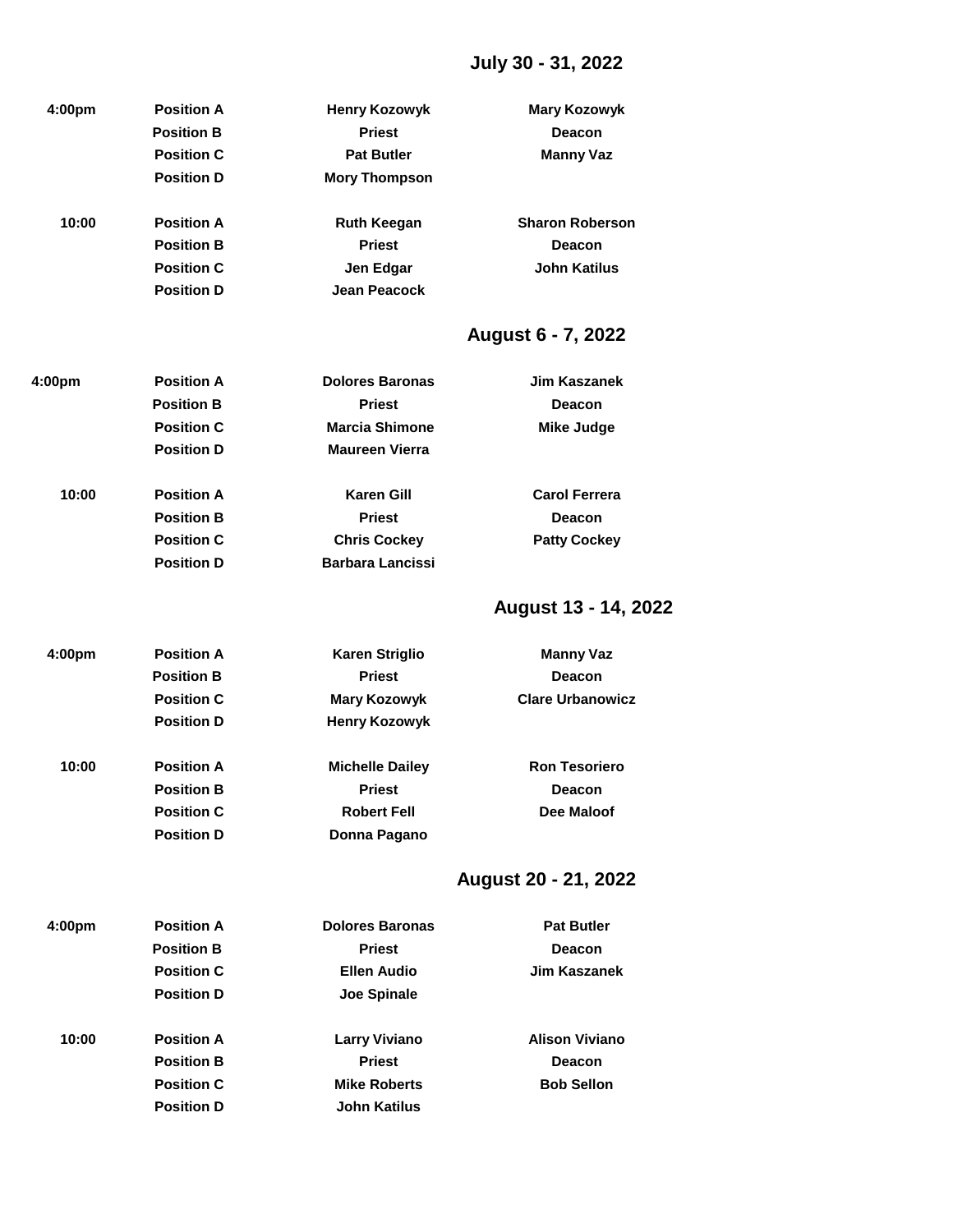## July 30 - 31, 2022

| Time | Position | | |
|---|---|---|---|
| 4:00pm | Position A | Henry Kozowyk | Mary Kozowyk |
| | Position B | Priest | Deacon |
| | Position C | Pat Butler | Manny Vaz |
| | Position D | Mory Thompson | |
| 10:00 | Position A | Ruth Keegan | Sharon Roberson |
| | Position B | Priest | Deacon |
| | Position C | Jen Edgar | John Katilus |
| | Position D | Jean Peacock | |

## August 6 - 7, 2022

| Time | Position | | |
|---|---|---|---|
| 4:00pm | Position A | Dolores Baronas | Jim Kaszanek |
| | Position B | Priest | Deacon |
| | Position C | Marcia Shimone | Mike Judge |
| | Position D | Maureen Vierra | |
| 10:00 | Position A | Karen Gill | Carol Ferrera |
| | Position B | Priest | Deacon |
| | Position C | Chris Cockey | Patty Cockey |
| | Position D | Barbara Lancissi | |

## August 13 - 14, 2022

| Time | Position | | |
|---|---|---|---|
| 4:00pm | Position A | Karen Striglio | Manny Vaz |
| | Position B | Priest | Deacon |
| | Position C | Mary Kozowyk | Clare Urbanowicz |
| | Position D | Henry Kozowyk | |
| 10:00 | Position A | Michelle Dailey | Ron Tesoriero |
| | Position B | Priest | Deacon |
| | Position C | Robert Fell | Dee Maloof |
| | Position D | Donna Pagano | |

## August 20 - 21, 2022

| Time | Position | | |
|---|---|---|---|
| 4:00pm | Position A | Dolores Baronas | Pat Butler |
| | Position B | Priest | Deacon |
| | Position C | Ellen Audio | Jim Kaszanek |
| | Position D | Joe Spinale | |
| 10:00 | Position A | Larry Viviano | Alison Viviano |
| | Position B | Priest | Deacon |
| | Position C | Mike Roberts | Bob Sellon |
| | Position D | John Katilus | |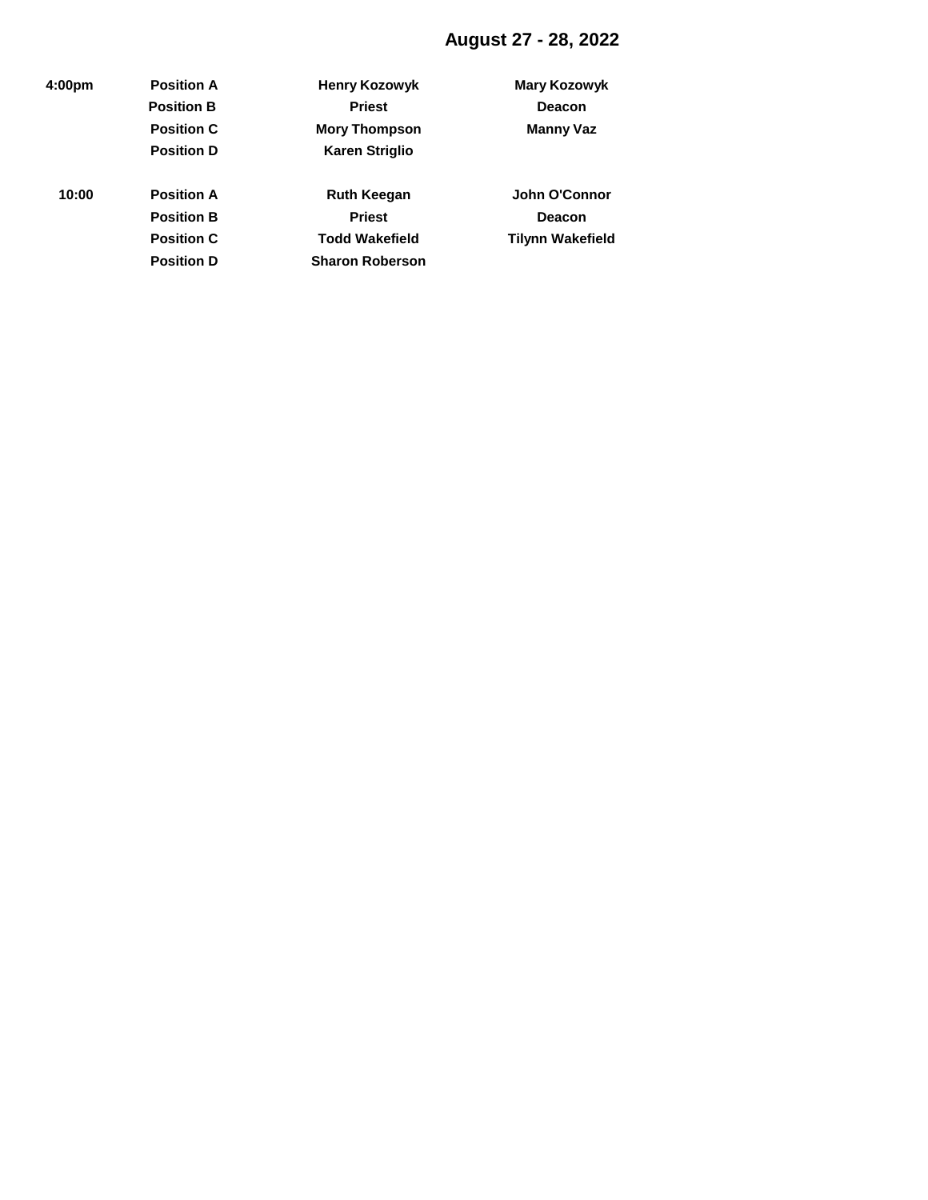## August 27 - 28, 2022

| | | | |
|---|---|---|---|
| **4:00pm** | **Position A** | **Henry Kozowyk** | **Mary Kozowyk** |
| | **Position B** | **Priest** | **Deacon** |
| | **Position C** | **Mory Thompson** | **Manny Vaz** |
| | **Position D** | **Karen Striglio** | |
| **10:00** | **Position A** | **Ruth Keegan** | **John O'Connor** |
| | **Position B** | **Priest** | **Deacon** |
| | **Position C** | **Todd Wakefield** | **Tilynn Wakefield** |
| | **Position D** | **Sharon Roberson** | |